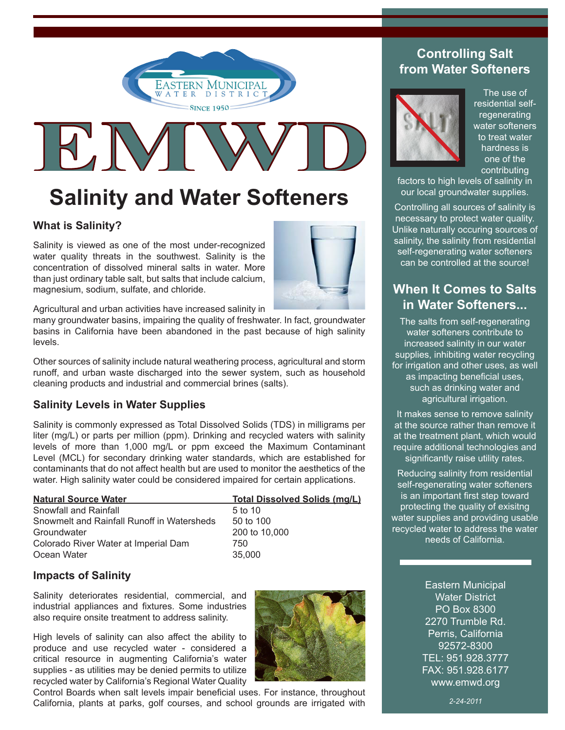EASTERN MUNICIPAL WATER DISTRICT

SINCE 1950

# EMWD

# Salinity and Water Softeners

## What is Salinity?

Salinity is viewed as one of the most under-recognized water quality threats in the southwest. Salinity is the concentration of dissolved mineral salts in water. More than just ordinary table salt, but salts that include calcium, magnesium, sodium, sulfate, and chloride.

Agricultural and urban activities have increased salinity in many groundwater basins, impairing the quality of freshwater. In fact, groundwater basins in California have been abandoned in the past because of high salinity levels.

Other sources of salinity include natural weathering process, agricultural and storm runoff, and urban waste discharged into the sewer system, such as household cleaning products and industrial and commercial brines (salts).

## Salinity Levels in Water Supplies

Salinity is commonly expressed as Total Dissolved Solids (TDS) in milligrams per liter (mg/L) or parts per million (ppm). Drinking and recycled waters with salinity levels of more than 1,000 mg/L or ppm exceed the Maximum Contaminant Level (MCL) for secondary drinking water standards, which are established for contaminants that do not affect health but are used to monitor the aesthetics of the water. High salinity water could be considered impaired for certain applications.

| Natural Source Water | Total Dissolved Solids (mg/L) |
|---|---|
| Snowfall and Rainfall | 5 to 10 |
| Snowmelt and Rainfall Runoff in Watersheds | 50 to 100 |
| Groundwater | 200 to 10,000 |
| Colorado River Water at Imperial Dam | 750 |
| Ocean Water | 35,000 |

## Impacts of Salinity

Salinity deteriorates residential, commercial, and industrial appliances and fixtures. Some industries also require onsite treatment to address salinity.

High levels of salinity can also affect the ability to produce and use recycled water - considered a critical resource in augmenting California's water supplies - as utilities may be denied permits to utilize recycled water by California's Regional Water Quality Control Boards when salt levels impair beneficial uses. For instance, throughout California, plants at parks, golf courses, and school grounds are irrigated with

## Controlling Salt from Water Softeners

The use of residential self-regenerating water softeners to treat water hardness is one of the contributing factors to high levels of salinity in our local groundwater supplies.

Controlling all sources of salinity is necessary to protect water quality. Unlike naturally occuring sources of salinity, the salinity from residential self-regenerating water softeners can be controlled at the source!

## When It Comes to Salts in Water Softeners...

The salts from self-regenerating water softeners contribute to increased salinity in our water supplies, inhibiting water recycling for irrigation and other uses, as well as impacting beneficial uses, such as drinking water and agricultural irrigation.

It makes sense to remove salinity at the source rather than remove it at the treatment plant, which would require additional technologies and significantly raise utility rates.

Reducing salinity from residential self-regenerating water softeners is an important first step toward protecting the quality of exisitng water supplies and providing usable recycled water to address the water needs of California.

Eastern Municipal
Water District
PO Box 8300
2270 Trumble Rd.
Perris, California
92572-8300
TEL: 951.928.3777
FAX: 951.928.6177
www.emwd.org

*2-24-2011*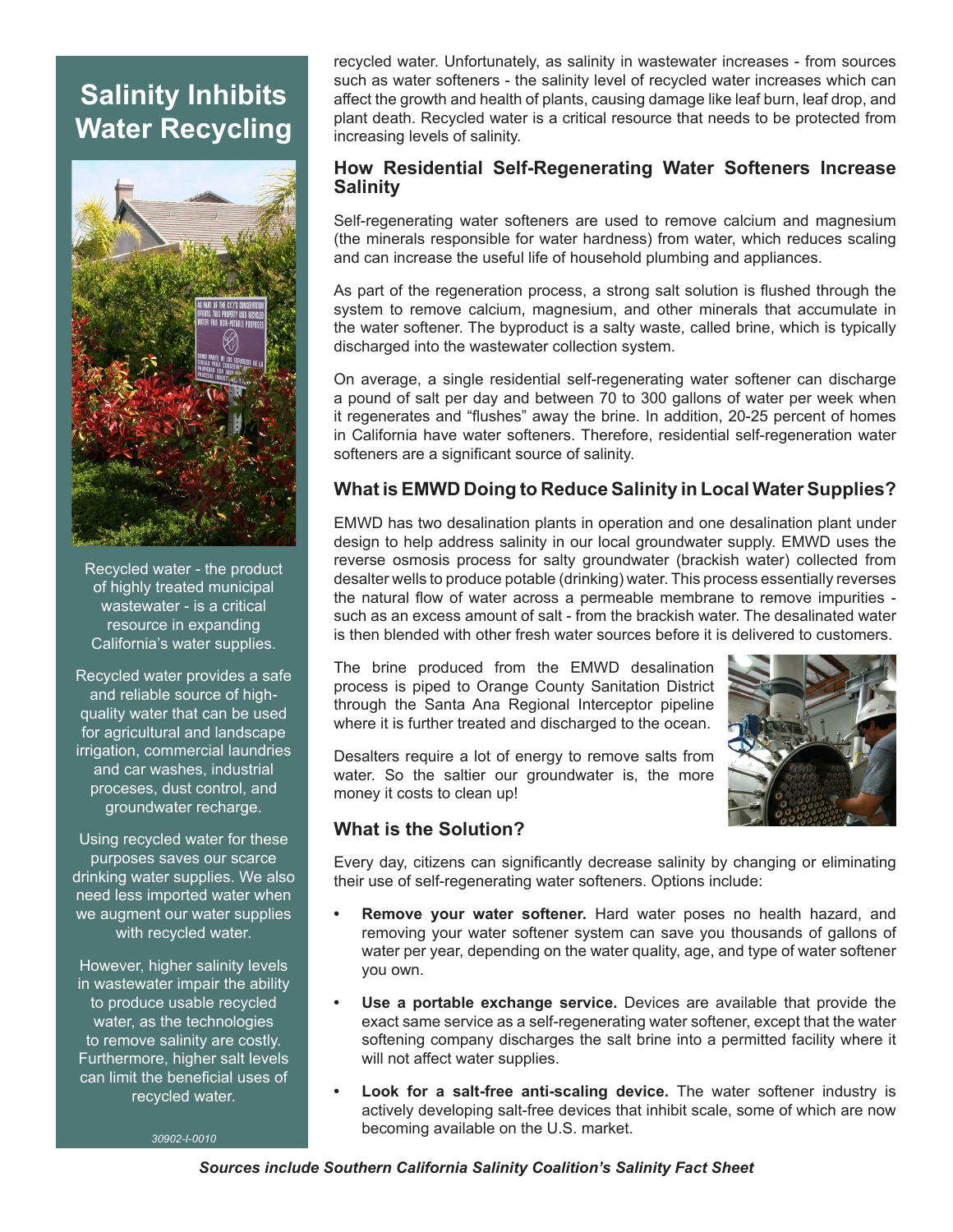# Salinity Inhibits Water Recycling

Recycled water - the product of highly treated municipal wastewater - is a critical resource in expanding California's water supplies.

Recycled water provides a safe and reliable source of high-quality water that can be used for agricultural and landscape irrigation, commercial laundries and car washes, industrial processes, dust control, and groundwater recharge.

Using recycled water for these purposes saves our scarce drinking water supplies. We also need less imported water when we augment our water supplies with recycled water.

However, higher salinity levels in wastewater impair the ability to produce usable recycled water, as the technologies to remove salinity are costly. Furthermore, higher salt levels can limit the beneficial uses of recycled water.

30902-I-0010

recycled water. Unfortunately, as salinity in wastewater increases - from sources such as water softeners - the salinity level of recycled water increases which can affect the growth and health of plants, causing damage like leaf burn, leaf drop, and plant death. Recycled water is a critical resource that needs to be protected from increasing levels of salinity.

## How Residential Self-Regenerating Water Softeners Increase Salinity

Self-regenerating water softeners are used to remove calcium and magnesium (the minerals responsible for water hardness) from water, which reduces scaling and can increase the useful life of household plumbing and appliances.

As part of the regeneration process, a strong salt solution is flushed through the system to remove calcium, magnesium, and other minerals that accumulate in the water softener. The byproduct is a salty waste, called brine, which is typically discharged into the wastewater collection system.

On average, a single residential self-regenerating water softener can discharge a pound of salt per day and between 70 to 300 gallons of water per week when it regenerates and "flushes" away the brine. In addition, 20-25 percent of homes in California have water softeners. Therefore, residential self-regeneration water softeners are a significant source of salinity.

## What is EMWD Doing to Reduce Salinity in Local Water Supplies?

EMWD has two desalination plants in operation and one desalination plant under design to help address salinity in our local groundwater supply. EMWD uses the reverse osmosis process for salty groundwater (brackish water) collected from desalter wells to produce potable (drinking) water. This process essentially reverses the natural flow of water across a permeable membrane to remove impurities - such as an excess amount of salt - from the brackish water. The desalinated water is then blended with other fresh water sources before it is delivered to customers.

The brine produced from the EMWD desalination process is piped to Orange County Sanitation District through the Santa Ana Regional Interceptor pipeline where it is further treated and discharged to the ocean.

Desalters require a lot of energy to remove salts from water. So the saltier our groundwater is, the more money it costs to clean up!

## What is the Solution?

Every day, citizens can significantly decrease salinity by changing or eliminating their use of self-regenerating water softeners. Options include:

- **Remove your water softener.** Hard water poses no health hazard, and removing your water softener system can save you thousands of gallons of water per year, depending on the water quality, age, and type of water softener you own.
- **Use a portable exchange service.** Devices are available that provide the exact same service as a self-regenerating water softener, except that the water softening company discharges the salt brine into a permitted facility where it will not affect water supplies.
- **Look for a salt-free anti-scaling device.** The water softener industry is actively developing salt-free devices that inhibit scale, some of which are now becoming available on the U.S. market.

***Sources include Southern California Salinity Coalition's Salinity Fact Sheet***